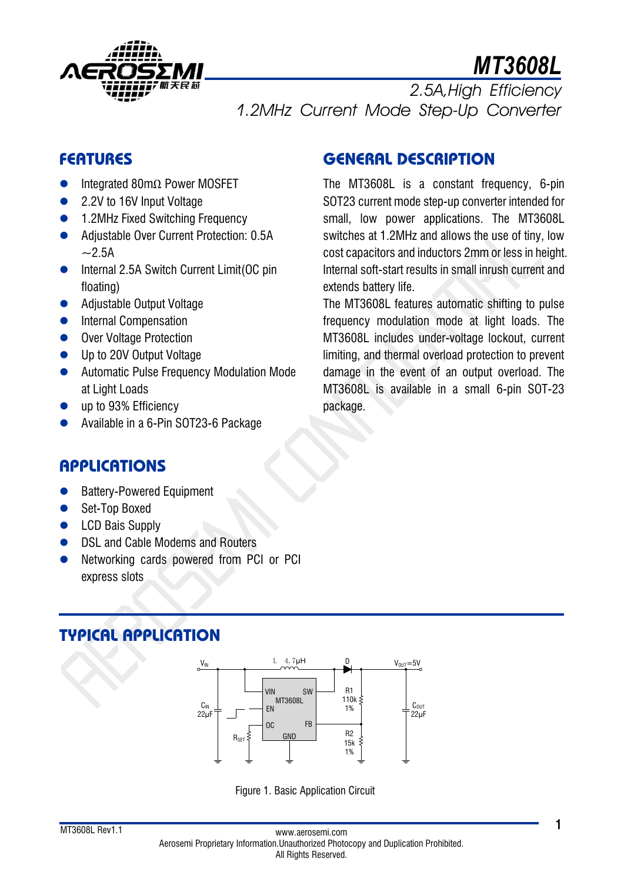# MT3608L

## 2.5A,High Efficiency 1.2MHz Current Mode Step-Up Converter

## FEATURES

- Integrated 80mΩ Power MOSFET
- 2.2V to 16V Input Voltage
- 1.2MHz Fixed Switching Frequency
- Adjustable Over Current Protection: 0.5A ~2.5A
- Internal 2.5A Switch Current Limit(OC pin floating)
- Adjustable Output Voltage
- Internal Compensation
- Over Voltage Protection
- Up to 20V Output Voltage
- Automatic Pulse Frequency Modulation Mode at Light Loads
- up to 93% Efficiency
- Available in a 6-Pin SOT23-6 Package

## APPLICATIONS

- Battery-Powered Equipment
- Set-Top Boxed
- LCD Bais Supply
- DSL and Cable Modems and Routers
- Networking cards powered from PCI or PCI express slots

## GENERAL DESCRIPTION

The MT3608L is a constant frequency, 6-pin SOT23 current mode step-up converter intended for small, low power applications. The MT3608L switches at 1.2MHz and allows the use of tiny, low cost capacitors and inductors 2mm or less in height. Internal soft-start results in small inrush current and extends battery life.

The MT3608L features automatic shifting to pulse frequency modulation mode at light loads. The MT3608L includes under-voltage lockout, current limiting, and thermal overload protection to prevent damage in the event of an output overload. The MT3608L is available in a small 6-pin SOT-23 package.

## TYPICAL APPLICATION

Figure 1. Basic Application Circuit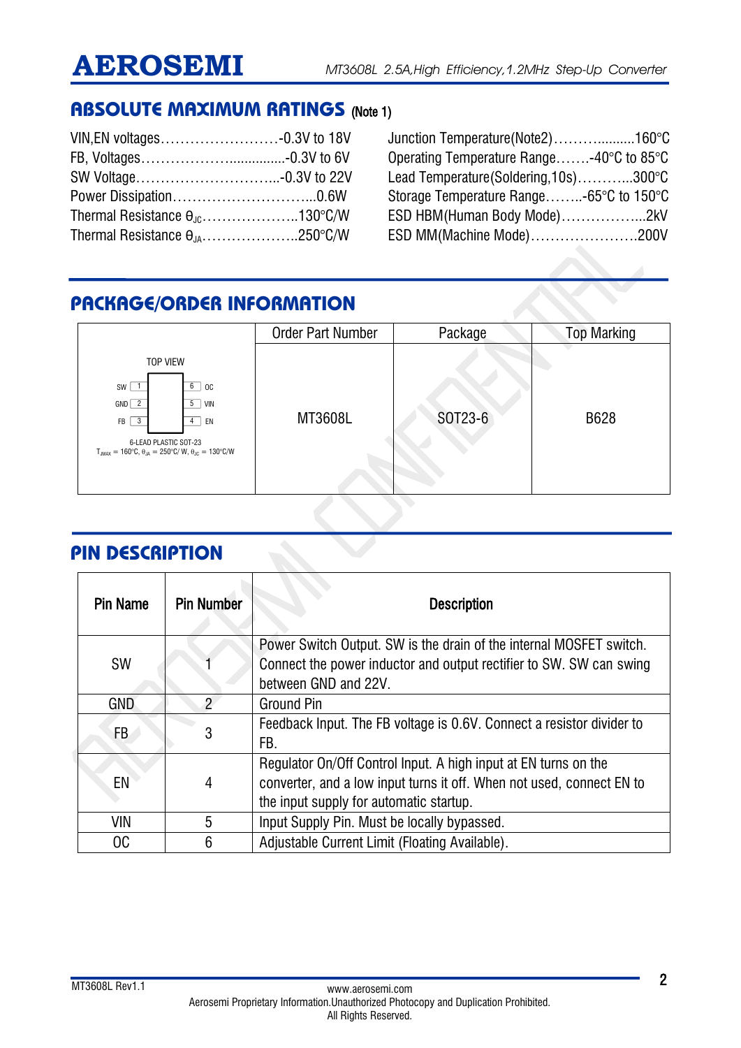## ABSOLUTE MAXIMUM RATINGS (Note 1)

VIN,EN voltages……………………-0.3V to 18V
FB, Voltages………………...............-0.3V to 6V
SW Voltage………………………...-0.3V to 22V
Power Dissipation………………………...0.6W
Thermal Resistance $\theta_{JC}$………………..130°C/W
Thermal Resistance $\theta_{JA}$………………..250°C/W

Junction Temperature(Note2)………..........160°C
Operating Temperature Range…….-40°C to 85°C
Lead Temperature(Soldering,10s)………...300°C
Storage Temperature Range……..-65°C to 150°C
ESD HBM(Human Body Mode)……………...2kV
ESD MM(Machine Mode)………………….200V

## PACKAGE/ORDER INFORMATION

| | Order Part Number | Package | Top Marking |
|---|---|---|---|
| TOP VIEW<br>SW 1 / 6 OC<br>GND 2 / 5 VIN<br>FB 3 / 4 EN<br>6-LEAD PLASTIC SOT-23<br>$T_{JMAX}$ = 160°C, $\theta_{JA}$ = 250°C/ W, $\theta_{JC}$ = 130°C/W | MT3608L | SOT23-6 | B628 |

## PIN DESCRIPTION

| Pin Name | Pin Number | Description |
|---|---|---|
| SW | 1 | Power Switch Output. SW is the drain of the internal MOSFET switch. Connect the power inductor and output rectifier to SW. SW can swing between GND and 22V. |
| GND | 2 | Ground Pin |
| FB | 3 | Feedback Input. The FB voltage is 0.6V. Connect a resistor divider to FB. |
| EN | 4 | Regulator On/Off Control Input. A high input at EN turns on the converter, and a low input turns it off. When not used, connect EN to the input supply for automatic startup. |
| VIN | 5 | Input Supply Pin. Must be locally bypassed. |
| OC | 6 | Adjustable Current Limit (Floating Available). |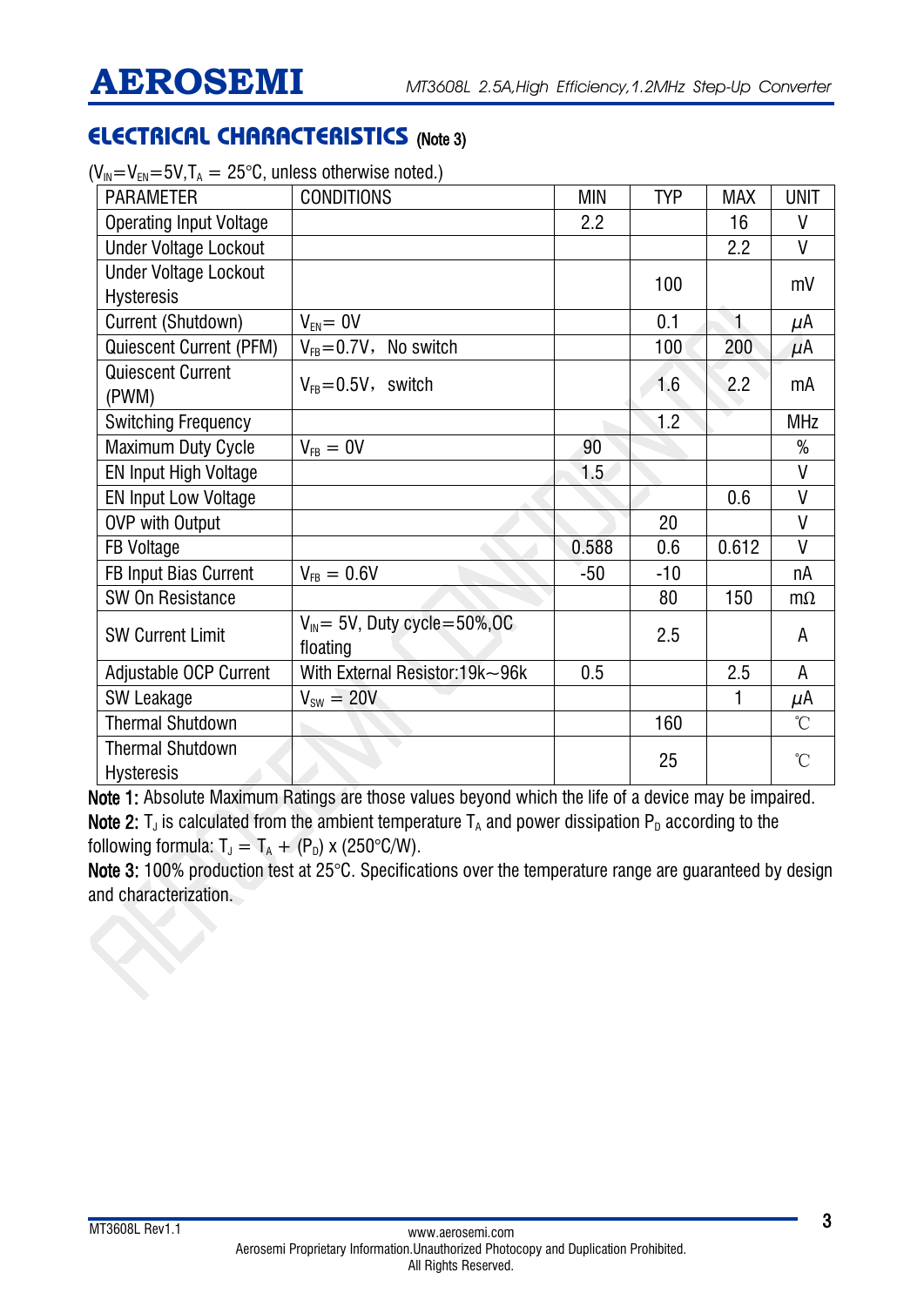## ELECTRICAL CHARACTERISTICS (Note 3)

($V_{IN}$=$V_{EN}$=5V,$T_A$ = 25°C, unless otherwise noted.)

| PARAMETER | CONDITIONS | MIN | TYP | MAX | UNIT |
|---|---|---|---|---|---|
| Operating Input Voltage | | 2.2 | | 16 | V |
| Under Voltage Lockout | | | | 2.2 | V |
| Under Voltage Lockout Hysteresis | | | 100 | | mV |
| Current (Shutdown) | $V_{EN}$= 0V | | 0.1 | 1 | μA |
| Quiescent Current (PFM) | $V_{FB}$=0.7V， No switch | | 100 | 200 | μA |
| Quiescent Current (PWM) | $V_{FB}$=0.5V， switch | | 1.6 | 2.2 | mA |
| Switching Frequency | | | 1.2 | | MHz |
| Maximum Duty Cycle | $V_{FB}$ = 0V | 90 | | | % |
| EN Input High Voltage | | 1.5 | | | V |
| EN Input Low Voltage | | | | 0.6 | V |
| OVP with Output | | | 20 | | V |
| FB Voltage | | 0.588 | 0.6 | 0.612 | V |
| FB Input Bias Current | $V_{FB}$ = 0.6V | -50 | -10 | | nA |
| SW On Resistance | | | 80 | 150 | mΩ |
| SW Current Limit | $V_{IN}$= 5V, Duty cycle=50%,OC floating | | 2.5 | | A |
| Adjustable OCP Current | With External Resistor:19k～96k | 0.5 | | 2.5 | A |
| SW Leakage | $V_{SW}$ = 20V | | | 1 | μA |
| Thermal Shutdown | | | 160 | | ℃ |
| Thermal Shutdown Hysteresis | | | 25 | | ℃ |

**Note 1:** Absolute Maximum Ratings are those values beyond which the life of a device may be impaired.

**Note 2:** $T_J$ is calculated from the ambient temperature $T_A$ and power dissipation $P_D$ according to the following formula: $T_J = T_A + (P_D) \times (250°C/W)$.

**Note 3:** 100% production test at 25°C. Specifications over the temperature range are guaranteed by design and characterization.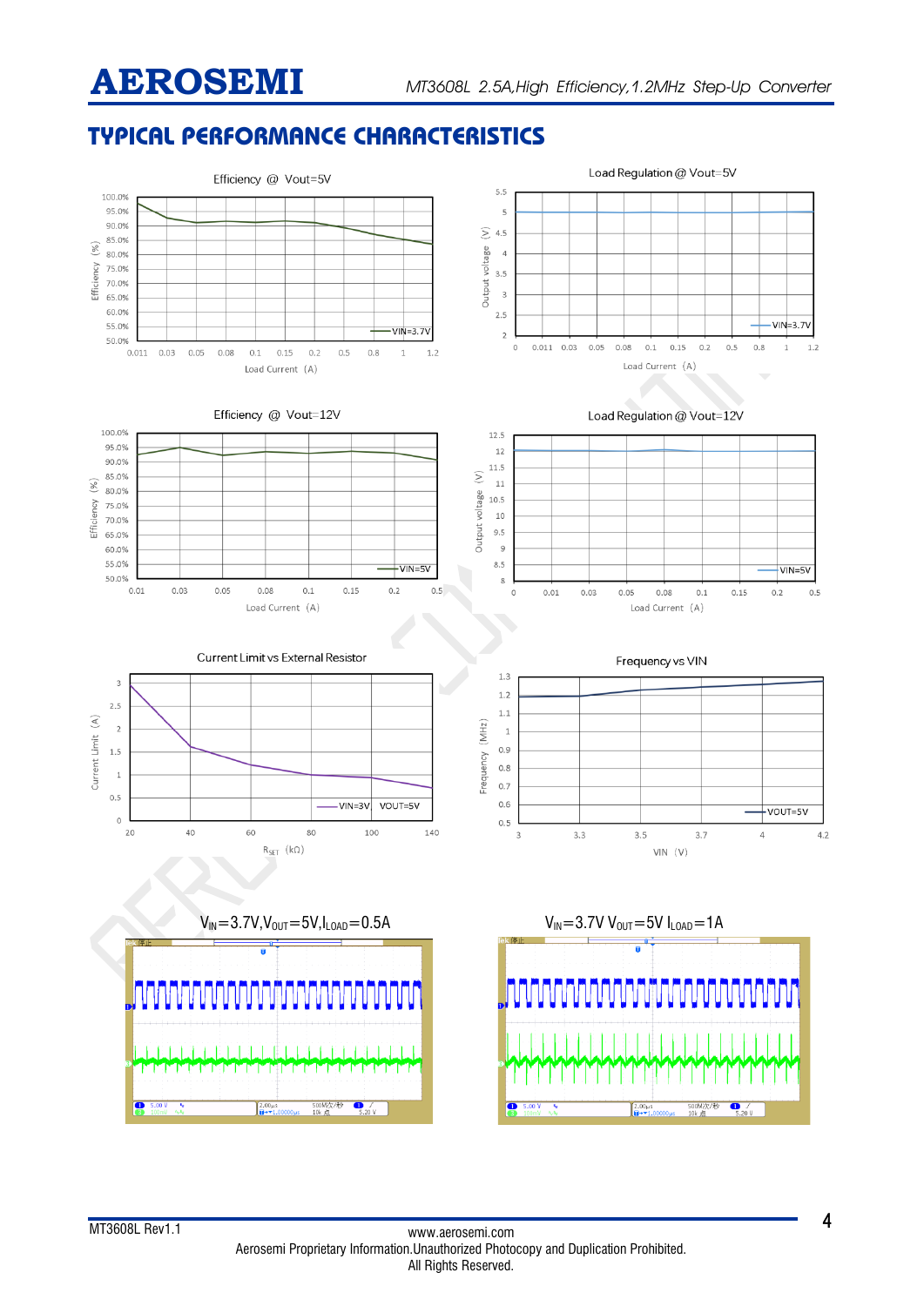# TYPICAL PERFORMANCE CHARACTERISTICS

Efficiency @ Vout=5V

Load Regulation @ Vout=5V

Efficiency @ Vout=12V

Load Regulation @ Vout=12V

Current Limit vs External Resistor

Frequency vs VIN

$V_{IN}$=3.7V,$V_{OUT}$=5V,$I_{LOAD}$=0.5A

$V_{IN}$=3.7V $V_{OUT}$=5V $I_{LOAD}$=1A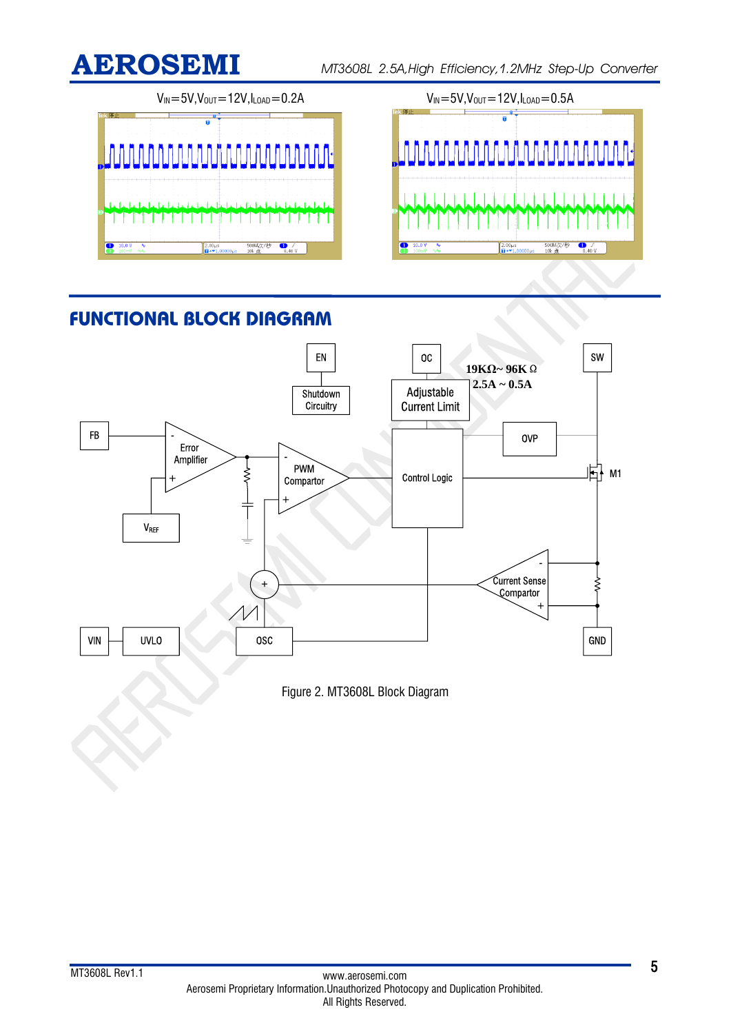$V_{IN}$=5V,$V_{OUT}$=12V,$I_{LOAD}$=0.2A

$V_{IN}$=5V,$V_{OUT}$=12V,$I_{LOAD}$=0.5A

## FUNCTIONAL BLOCK DIAGRAM

Figure 2. MT3608L Block Diagram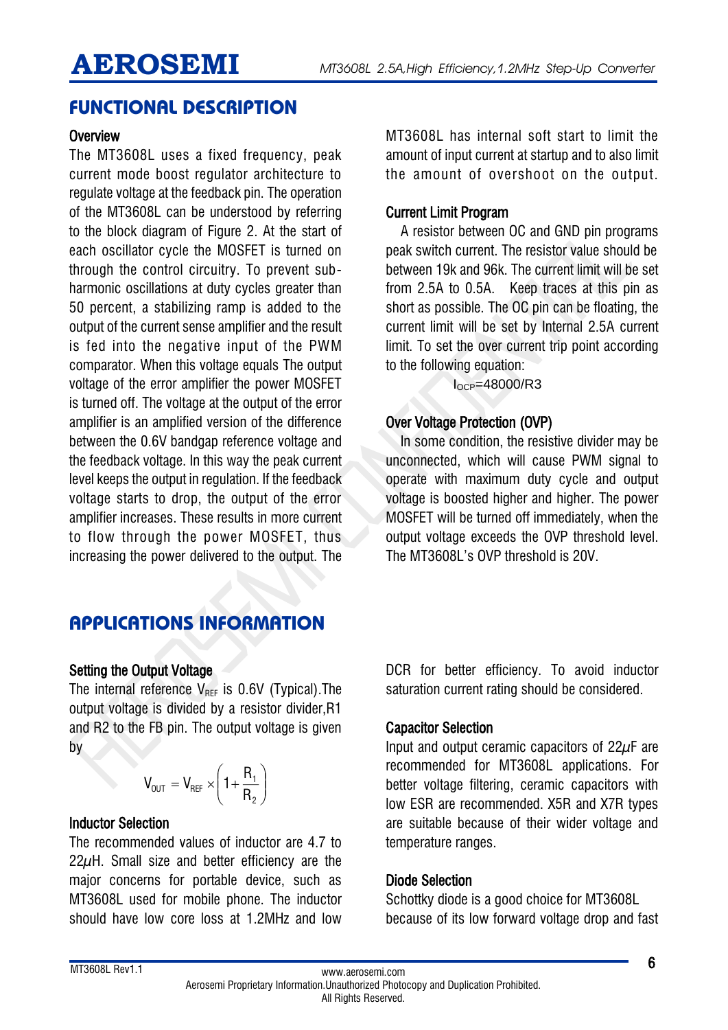# FUNCTIONAL DESCRIPTION

## Overview

The MT3608L uses a fixed frequency, peak current mode boost regulator architecture to regulate voltage at the feedback pin. The operation of the MT3608L can be understood by referring to the block diagram of Figure 2. At the start of each oscillator cycle the MOSFET is turned on through the control circuitry. To prevent sub-harmonic oscillations at duty cycles greater than 50 percent, a stabilizing ramp is added to the output of the current sense amplifier and the result is fed into the negative input of the PWM comparator. When this voltage equals The output voltage of the error amplifier the power MOSFET is turned off. The voltage at the output of the error amplifier is an amplified version of the difference between the 0.6V bandgap reference voltage and the feedback voltage. In this way the peak current level keeps the output in regulation. If the feedback voltage starts to drop, the output of the error amplifier increases. These results in more current to flow through the power MOSFET, thus increasing the power delivered to the output. The MT3608L has internal soft start to limit the amount of input current at startup and to also limit the amount of overshoot on the output.

## Current Limit Program

A resistor between OC and GND pin programs peak switch current. The resistor value should be between 19k and 96k. The current limit will be set from 2.5A to 0.5A. Keep traces at this pin as short as possible. The OC pin can be floating, the current limit will be set by Internal 2.5A current limit. To set the over current trip point according to the following equation:

$$I_{OCP}=48000/R3$$

## Over Voltage Protection (OVP)

In some condition, the resistive divider may be unconnected, which will cause PWM signal to operate with maximum duty cycle and output voltage is boosted higher and higher. The power MOSFET will be turned off immediately, when the output voltage exceeds the OVP threshold level. The MT3608L's OVP threshold is 20V.

# APPLICATIONS INFORMATION

## Setting the Output Voltage

The internal reference $V_{REF}$ is 0.6V (Typical).The output voltage is divided by a resistor divider,R1 and R2 to the FB pin. The output voltage is given by

$$V_{OUT} = V_{REF} \times \left(1 + \frac{R_1}{R_2}\right)$$

## Inductor Selection

The recommended values of inductor are 4.7 to 22$\mu$H. Small size and better efficiency are the major concerns for portable device, such as MT3608L used for mobile phone. The inductor should have low core loss at 1.2MHz and low DCR for better efficiency. To avoid inductor saturation current rating should be considered.

## Capacitor Selection

Input and output ceramic capacitors of 22$\mu$F are recommended for MT3608L applications. For better voltage filtering, ceramic capacitors with low ESR are recommended. X5R and X7R types are suitable because of their wider voltage and temperature ranges.

## Diode Selection

Schottky diode is a good choice for MT3608L because of its low forward voltage drop and fast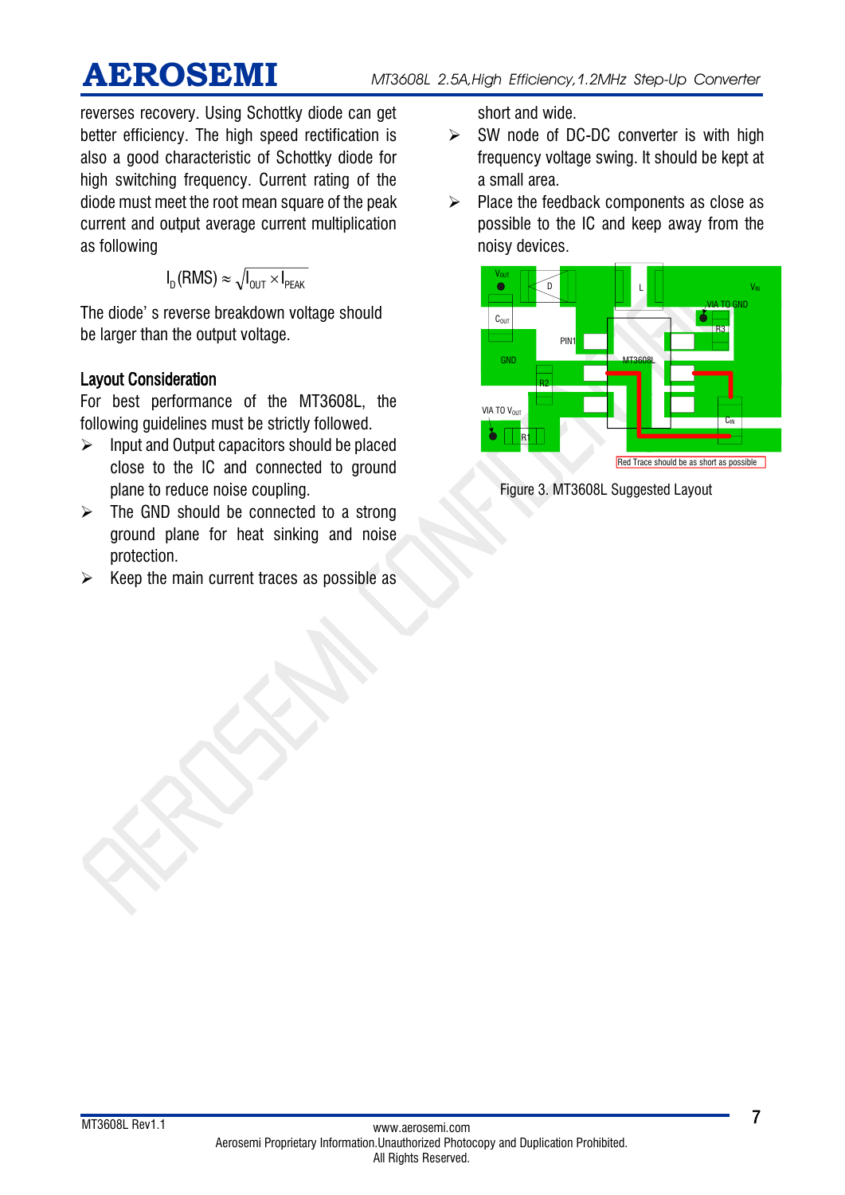reverses recovery. Using Schottky diode can get better efficiency. The high speed rectification is also a good characteristic of Schottky diode for high switching frequency. Current rating of the diode must meet the root mean square of the peak current and output average current multiplication as following

$$I_D(RMS) \approx \sqrt{I_{OUT} \times I_{PEAK}}$$

The diode' s reverse breakdown voltage should be larger than the output voltage.

### Layout Consideration

For best performance of the MT3608L, the following guidelines must be strictly followed.

- Input and Output capacitors should be placed close to the IC and connected to ground plane to reduce noise coupling.
- The GND should be connected to a strong ground plane for heat sinking and noise protection.
- Keep the main current traces as possible as short and wide.
- SW node of DC-DC converter is with high frequency voltage swing. It should be kept at a small area.
- Place the feedback components as close as possible to the IC and keep away from the noisy devices.

Figure 3. MT3608L Suggested Layout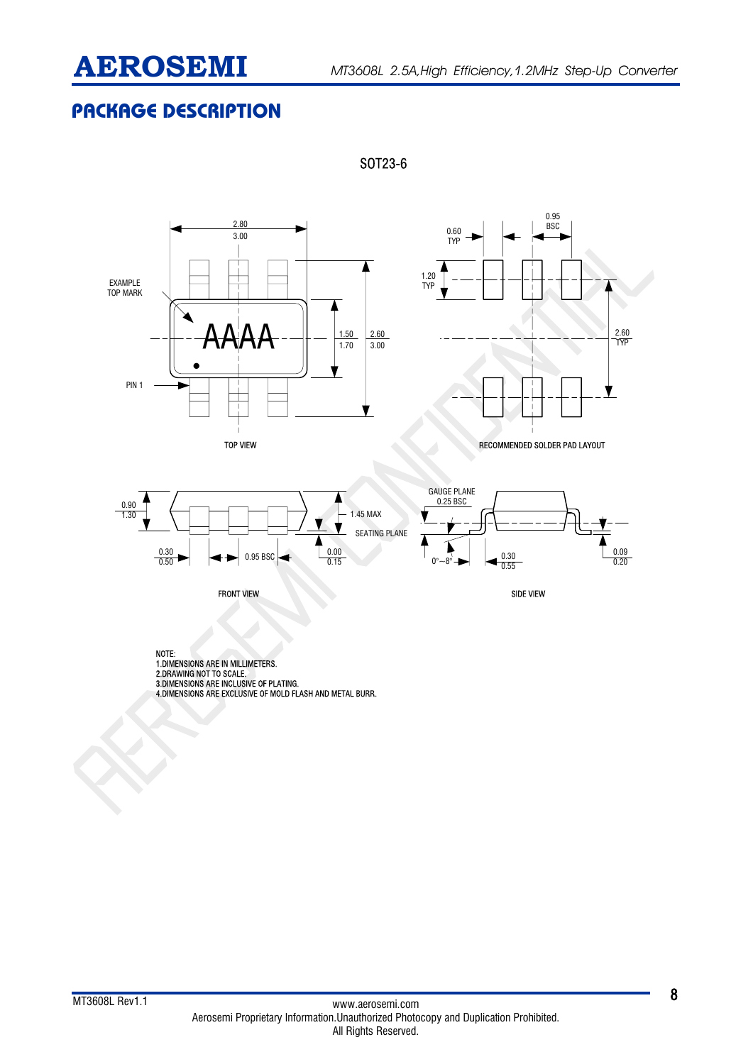## PACKAGE DESCRIPTION

SOT23-6

EXAMPLE TOP MARK

AAAA

PIN 1

2.80
3.00

1.50
1.70

2.60
3.00

TOP VIEW

0.60 TYP

0.95 BSC

1.20 TYP

2.60 TYP

RECOMMENDED SOLDER PAD LAYOUT

0.90
1.30

1.45 MAX

SEATING PLANE

0.30
0.50

0.95 BSC

0.00
0.15

FRONT VIEW

GAUGE PLANE
0.25 BSC

0°~8°

0.30
0.55

0.09
0.20

SIDE VIEW

NOTE:
1.DIMENSIONS ARE IN MILLIMETERS.
2.DRAWING NOT TO SCALE.
3.DIMENSIONS ARE INCLUSIVE OF PLATING.
4.DIMENSIONS ARE EXCLUSIVE OF MOLD FLASH AND METAL BURR.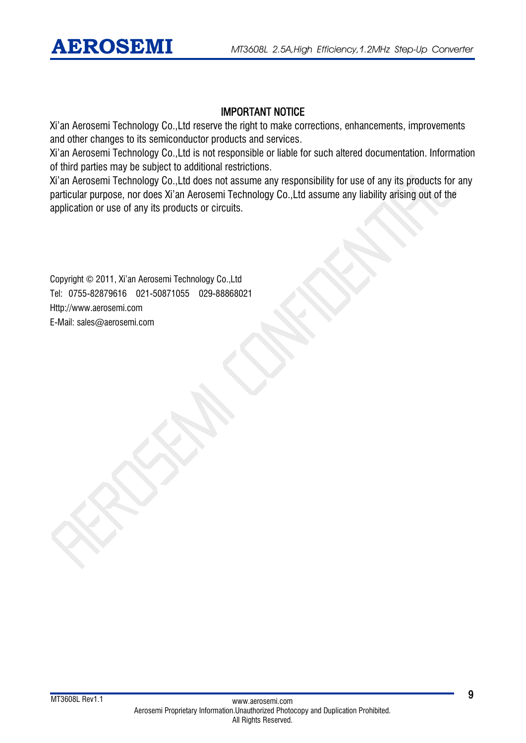## IMPORTANT NOTICE

Xi'an Aerosemi Technology Co.,Ltd reserve the right to make corrections, enhancements, improvements and other changes to its semiconductor products and services.

Xi'an Aerosemi Technology Co.,Ltd is not responsible or liable for such altered documentation. Information of third parties may be subject to additional restrictions.

Xi'an Aerosemi Technology Co.,Ltd does not assume any responsibility for use of any its products for any particular purpose, nor does Xi'an Aerosemi Technology Co.,Ltd assume any liability arising out of the application or use of any its products or circuits.

Copyright © 2011, Xi'an Aerosemi Technology Co.,Ltd

Tel: 0755-82879616 021-50871055 029-88868021

Http://www.aerosemi.com

E-Mail: sales@aerosemi.com